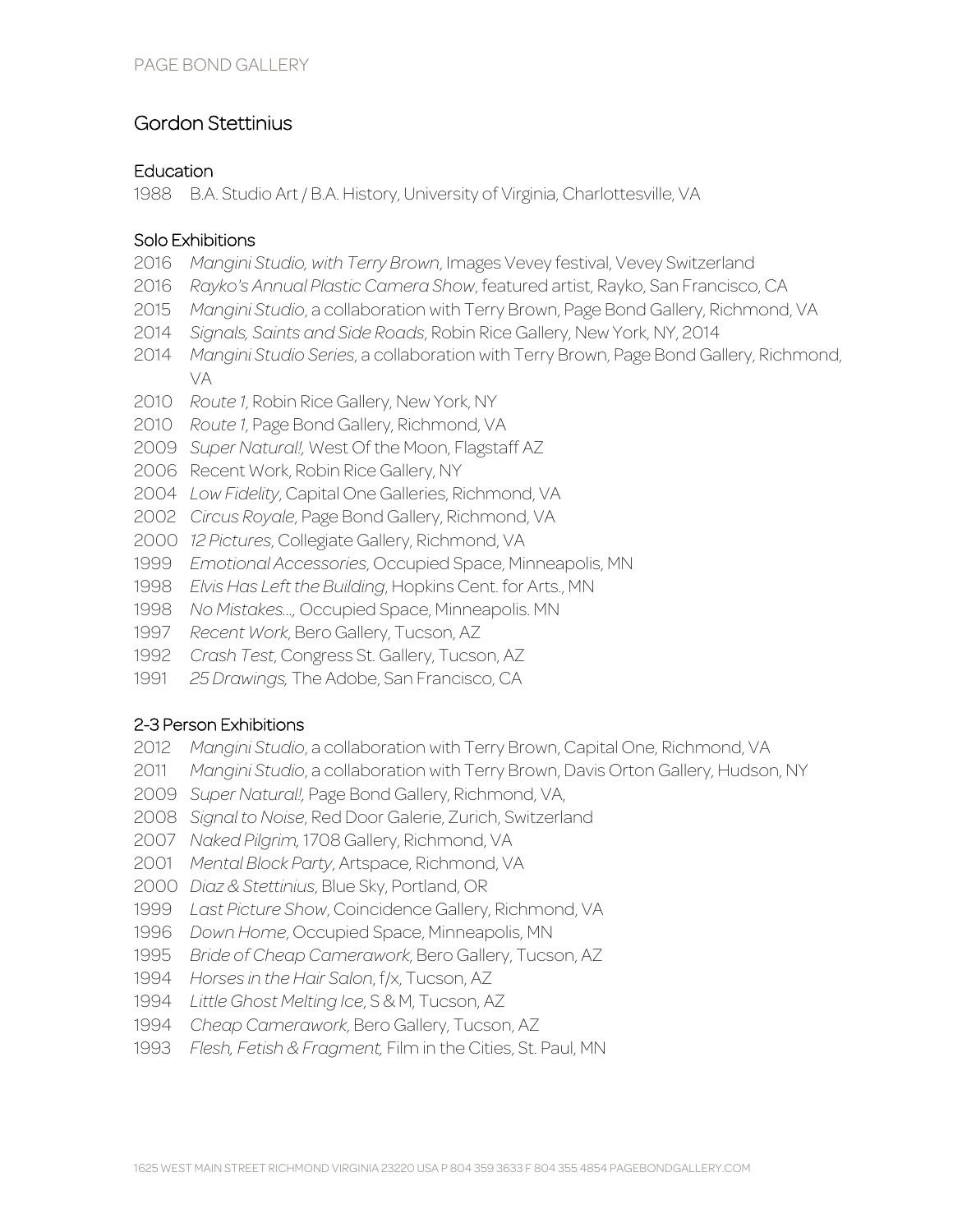# Gordon Stettinius

## Education

1988 B.A. Studio Art / B.A. History, University of Virginia, Charlottesville, VA

## Solo Exhibitions

- 2016 *Mangini Studio, with Terry Brown*, Images Vevey festival, Vevey Switzerland
- 2016 *Rayko's Annual Plastic Camera Show*, featured artist, Rayko, San Francisco, CA
- 2015 *Mangini Studio*, a collaboration with Terry Brown, Page Bond Gallery, Richmond, VA
- 2014 *Signals, Saints and Side Roads*, Robin Rice Gallery, New York, NY, 2014
- 2014 *Mangini Studio Series*, a collaboration with Terry Brown, Page Bond Gallery, Richmond, VA
- 2010 *Route 1*, Robin Rice Gallery, New York, NY
- 2010 *Route 1*, Page Bond Gallery, Richmond, VA
- 2009 *Super Natural!,* West Of the Moon, Flagstaff AZ
- 2006 Recent Work, Robin Rice Gallery, NY
- 2004 *Low Fidelity*, Capital One Galleries, Richmond, VA
- 2002 *Circus Royale*, Page Bond Gallery, Richmond, VA
- 2000 *12 Pictures*, Collegiate Gallery, Richmond, VA
- 1999 *Emotional Accessories*, Occupied Space, Minneapolis, MN
- 1998 *Elvis Has Left the Building*, Hopkins Cent. for Arts., MN
- 1998 *No Mistakes…,* Occupied Space, Minneapolis. MN
- 1997 *Recent Work*, Bero Gallery, Tucson, AZ
- 1992 *Crash Test*, Congress St. Gallery, Tucson, AZ
- 1991 *25 Drawings,* The Adobe, San Francisco, CA

## 2-3 Person Exhibitions

- 2012 *Mangini Studio*, a collaboration with Terry Brown, Capital One, Richmond, VA
- 2011 *Mangini Studio*, a collaboration with Terry Brown, Davis Orton Gallery, Hudson, NY
- 2009 *Super Natural!,* Page Bond Gallery, Richmond, VA,
- 2008 *Signal to Noise*, Red Door Galerie, Zurich, Switzerland
- 2007 *Naked Pilgrim,* 1708 Gallery, Richmond, VA
- 2001 *Mental Block Party*, Artspace, Richmond, VA
- 2000 *Diaz & Stettinius*, Blue Sky, Portland, OR
- 1999 *Last Picture Show*, Coincidence Gallery, Richmond, VA
- 1996 *Down Home*, Occupied Space, Minneapolis, MN
- 1995 *Bride of Cheap Camerawork*, Bero Gallery, Tucson, AZ
- 1994 *Horses in the Hair Salon*, f/x, Tucson, AZ
- 1994 *Little Ghost Melting Ice*, S & M, Tucson, AZ
- 1994 *Cheap Camerawork,* Bero Gallery, Tucson, AZ
- 1993 *Flesh, Fetish & Fragment,* Film in the Cities, St. Paul, MN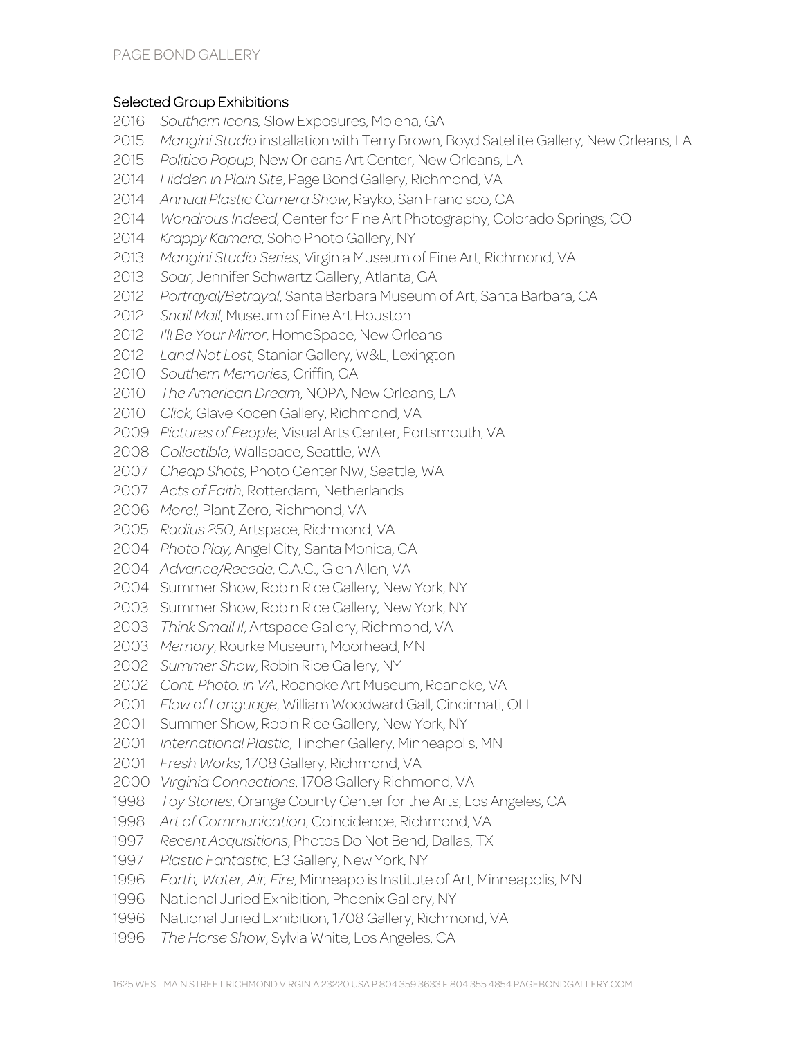## Selected Group Exhibitions

2016 *Southern Icons,* Slow Exposures, Molena, GA
2015 *Mangini Studio* installation with Terry Brown, Boyd Satellite Gallery, New Orleans, LA
2015 *Politico Popup*, New Orleans Art Center, New Orleans, LA
2014 *Hidden in Plain Site*, Page Bond Gallery, Richmond, VA
2014 *Annual Plastic Camera Show*, Rayko, San Francisco, CA
2014 *Wondrous Indeed*, Center for Fine Art Photography, Colorado Springs, CO
2014 *Krappy Kamera*, Soho Photo Gallery, NY
2013 *Mangini Studio Series*, Virginia Museum of Fine Art, Richmond, VA
2013 *Soar*, Jennifer Schwartz Gallery, Atlanta, GA
2012 *Portrayal/Betrayal*, Santa Barbara Museum of Art, Santa Barbara, CA
2012 *Snail Mail*, Museum of Fine Art Houston
2012 *I'll Be Your Mirror*, HomeSpace, New Orleans
2012 *Land Not Lost*, Staniar Gallery, W&L, Lexington
2010 *Southern Memories*, Griffin, GA
2010 *The American Dream*, NOPA, New Orleans, LA
2010 *Click*, Glave Kocen Gallery, Richmond, VA
2009 *Pictures of People*, Visual Arts Center, Portsmouth, VA
2008 *Collectible*, Wallspace, Seattle, WA
2007 *Cheap Shots*, Photo Center NW, Seattle, WA
2007 *Acts of Faith*, Rotterdam, Netherlands
2006 *More!,* Plant Zero, Richmond, VA
2005 *Radius 250*, Artspace, Richmond, VA
2004 *Photo Play,* Angel City, Santa Monica, CA
2004 *Advance/Recede*, C.A.C., Glen Allen, VA
2004 Summer Show, Robin Rice Gallery, New York, NY
2003 Summer Show, Robin Rice Gallery, New York, NY
2003 *Think Small II*, Artspace Gallery, Richmond, VA
2003 *Memory*, Rourke Museum, Moorhead, MN
2002 *Summer Show*, Robin Rice Gallery, NY
2002 *Cont. Photo. in VA*, Roanoke Art Museum, Roanoke, VA
2001 *Flow of Language*, William Woodward Gall, Cincinnati, OH
2001 Summer Show, Robin Rice Gallery, New York, NY
2001 *International Plastic*, Tincher Gallery, Minneapolis, MN
2001 *Fresh Works*, 1708 Gallery, Richmond, VA
2000 *Virginia Connections*, 1708 Gallery Richmond, VA
1998 *Toy Stories*, Orange County Center for the Arts, Los Angeles, CA
1998 *Art of Communication*, Coincidence, Richmond, VA
1997 *Recent Acquisitions*, Photos Do Not Bend, Dallas, TX
1997 *Plastic Fantastic*, E3 Gallery, New York, NY
1996 *Earth, Water, Air, Fire*, Minneapolis Institute of Art, Minneapolis, MN
1996 Nat.ional Juried Exhibition, Phoenix Gallery, NY
1996 Nat.ional Juried Exhibition, 1708 Gallery, Richmond, VA
1996 *The Horse Show*, Sylvia White, Los Angeles, CA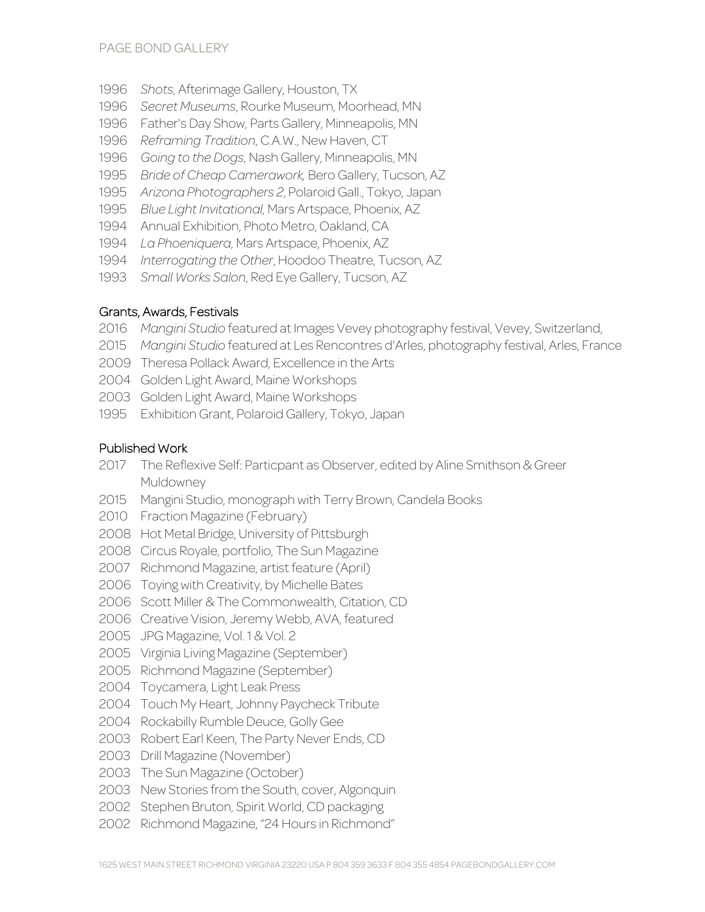- 1996 *Shots,* Afterimage Gallery, Houston, TX
- 1996 *Secret Museums*, Rourke Museum, Moorhead, MN
- 1996 Father's Day Show, Parts Gallery, Minneapolis, MN
- 1996 *Reframing Tradition*, C.A.W., New Haven, CT
- 1996 *Going to the Dogs*, Nash Gallery, Minneapolis, MN
- 1995 *Bride of Cheap Camerawork,* Bero Gallery, Tucson, AZ
- 1995 *Arizona Photographers 2*, Polaroid Gall., Tokyo, Japan
- 1995 *Blue Light Invitational*, Mars Artspace, Phoenix, AZ
- 1994 Annual Exhibition, Photo Metro, Oakland, CA
- 1994 *La Phoeniquera,* Mars Artspace, Phoenix, AZ
- 1994 *Interrogating the Other*, Hoodoo Theatre, Tucson, AZ
- 1993 *Small Works Salon*, Red Eye Gallery, Tucson, AZ

## Grants, Awards, Festivals

- 2016 *Mangini Studio* featured at Images Vevey photography festival, Vevey, Switzerland,
- 2015 *Mangini Studio* featured at Les Rencontres d'Arles, photography festival, Arles, France
- 2009 Theresa Pollack Award, Excellence in the Arts
- 2004 Golden Light Award, Maine Workshops
- 2003 Golden Light Award, Maine Workshops
- 1995 Exhibition Grant, Polaroid Gallery, Tokyo, Japan

## Published Work

- 2017 The Reflexive Self: Particpant as Observer, edited by Aline Smithson & Greer Muldowney
- 2015 Mangini Studio, monograph with Terry Brown, Candela Books
- 2010 Fraction Magazine (February)
- 2008 Hot Metal Bridge, University of Pittsburgh
- 2008 Circus Royale, portfolio, The Sun Magazine
- 2007 Richmond Magazine, artist feature (April)
- 2006 Toying with Creativity, by Michelle Bates
- 2006 Scott Miller & The Commonwealth, Citation, CD
- 2006 Creative Vision, Jeremy Webb, AVA, featured
- 2005 JPG Magazine, Vol. 1 & Vol. 2
- 2005 Virginia Living Magazine (September)
- 2005 Richmond Magazine (September)
- 2004 Toycamera, Light Leak Press
- 2004 Touch My Heart, Johnny Paycheck Tribute
- 2004 Rockabilly Rumble Deuce, Golly Gee
- 2003 Robert Earl Keen, The Party Never Ends, CD
- 2003 Drill Magazine (November)
- 2003 The Sun Magazine (October)
- 2003 New Stories from the South, cover, Algonquin
- 2002 Stephen Bruton, Spirit World, CD packaging
- 2002 Richmond Magazine, "24 Hours in Richmond"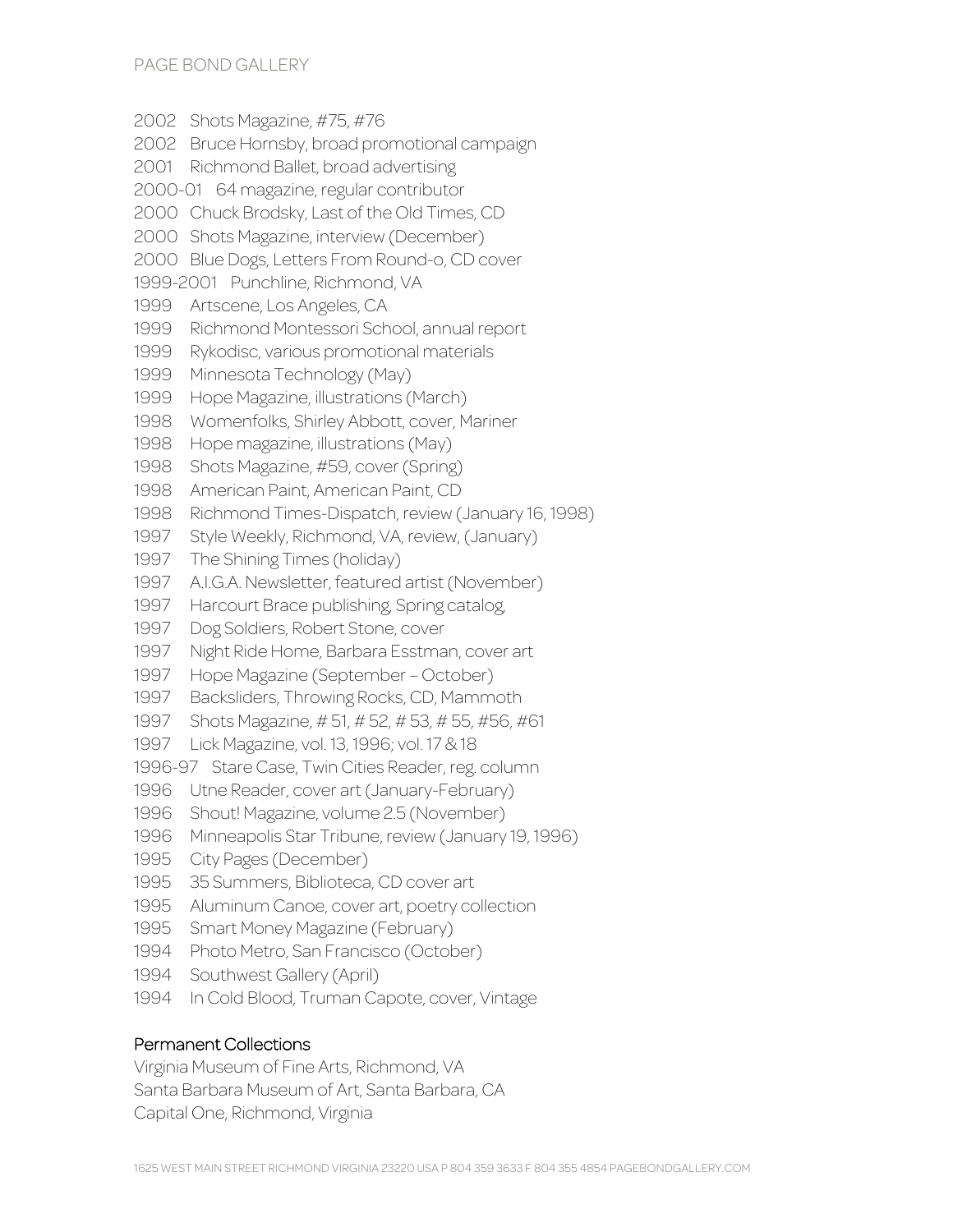2002 Shots Magazine, #75, #76
2002 Bruce Hornsby, broad promotional campaign
2001 Richmond Ballet, broad advertising
2000-01 64 magazine, regular contributor
2000 Chuck Brodsky, Last of the Old Times, CD
2000 Shots Magazine, interview (December)
2000 Blue Dogs, Letters From Round-o, CD cover
1999-2001 Punchline, Richmond, VA
1999 Artscene, Los Angeles, CA
1999 Richmond Montessori School, annual report
1999 Rykodisc, various promotional materials
1999 Minnesota Technology (May)
1999 Hope Magazine, illustrations (March)
1998 Womenfolks, Shirley Abbott, cover, Mariner
1998 Hope magazine, illustrations (May)
1998 Shots Magazine, #59, cover (Spring)
1998 American Paint, American Paint, CD
1998 Richmond Times-Dispatch, review (January 16, 1998)
1997 Style Weekly, Richmond, VA, review, (January)
1997 The Shining Times (holiday)
1997 A.I.G.A. Newsletter, featured artist (November)
1997 Harcourt Brace publishing, Spring catalog,
1997 Dog Soldiers, Robert Stone, cover
1997 Night Ride Home, Barbara Esstman, cover art
1997 Hope Magazine (September – October)
1997 Backsliders, Throwing Rocks, CD, Mammoth
1997 Shots Magazine, # 51, # 52, # 53, # 55, #56, #61
1997 Lick Magazine, vol. 13, 1996; vol. 17 & 18
1996-97 Stare Case, Twin Cities Reader, reg. column
1996 Utne Reader, cover art (January-February)
1996 Shout! Magazine, volume 2.5 (November)
1996 Minneapolis Star Tribune, review (January 19, 1996)
1995 City Pages (December)
1995 35 Summers, Biblioteca, CD cover art
1995 Aluminum Canoe, cover art, poetry collection
1995 Smart Money Magazine (February)
1994 Photo Metro, San Francisco (October)
1994 Southwest Gallery (April)
1994 In Cold Blood, Truman Capote, cover, Vintage

## Permanent Collections

Virginia Museum of Fine Arts, Richmond, VA
Santa Barbara Museum of Art, Santa Barbara, CA
Capital One, Richmond, Virginia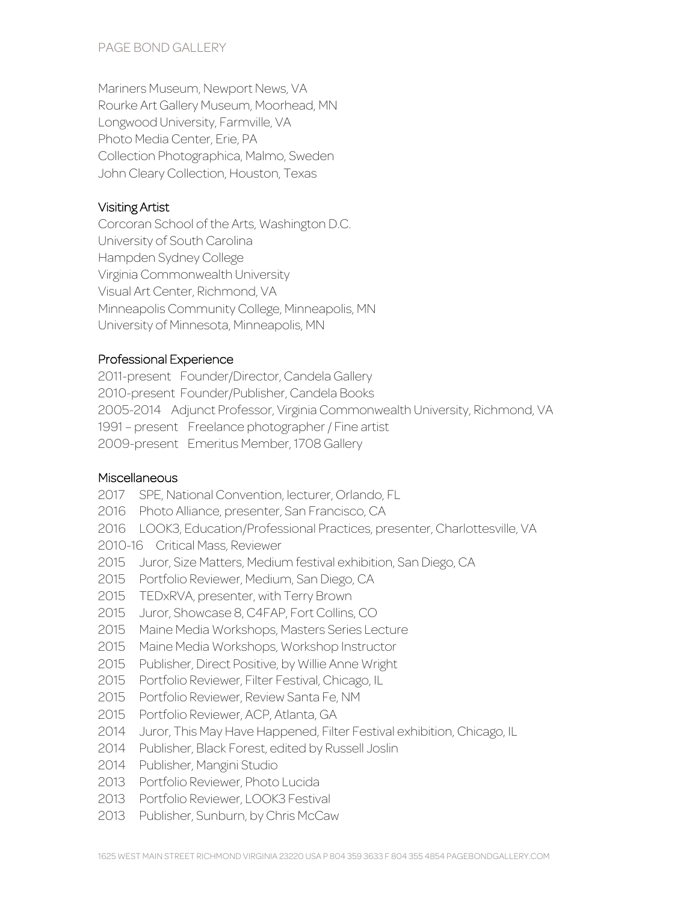Mariners Museum, Newport News, VA
Rourke Art Gallery Museum, Moorhead, MN
Longwood University, Farmville, VA
Photo Media Center, Erie, PA
Collection Photographica, Malmo, Sweden
John Cleary Collection, Houston, Texas

## Visiting Artist

Corcoran School of the Arts, Washington D.C.
University of South Carolina
Hampden Sydney College
Virginia Commonwealth University
Visual Art Center, Richmond, VA
Minneapolis Community College, Minneapolis, MN
University of Minnesota, Minneapolis, MN

## Professional Experience

2011-present Founder/Director, Candela Gallery
2010-present Founder/Publisher, Candela Books
2005-2014 Adjunct Professor, Virginia Commonwealth University, Richmond, VA
1991 – present Freelance photographer / Fine artist
2009-present Emeritus Member, 1708 Gallery

## Miscellaneous

2017 SPE, National Convention, lecturer, Orlando, FL
2016 Photo Alliance, presenter, San Francisco, CA
2016 LOOK3, Education/Professional Practices, presenter, Charlottesville, VA
2010-16 Critical Mass, Reviewer
2015 Juror, Size Matters, Medium festival exhibition, San Diego, CA
2015 Portfolio Reviewer, Medium, San Diego, CA
2015 TEDxRVA, presenter, with Terry Brown
2015 Juror, Showcase 8, C4FAP, Fort Collins, CO
2015 Maine Media Workshops, Masters Series Lecture
2015 Maine Media Workshops, Workshop Instructor
2015 Publisher, Direct Positive, by Willie Anne Wright
2015 Portfolio Reviewer, Filter Festival, Chicago, IL
2015 Portfolio Reviewer, Review Santa Fe, NM
2015 Portfolio Reviewer, ACP, Atlanta, GA
2014 Juror, This May Have Happened, Filter Festival exhibition, Chicago, IL
2014 Publisher, Black Forest, edited by Russell Joslin
2014 Publisher, Mangini Studio
2013 Portfolio Reviewer, Photo Lucida
2013 Portfolio Reviewer, LOOK3 Festival
2013 Publisher, Sunburn, by Chris McCaw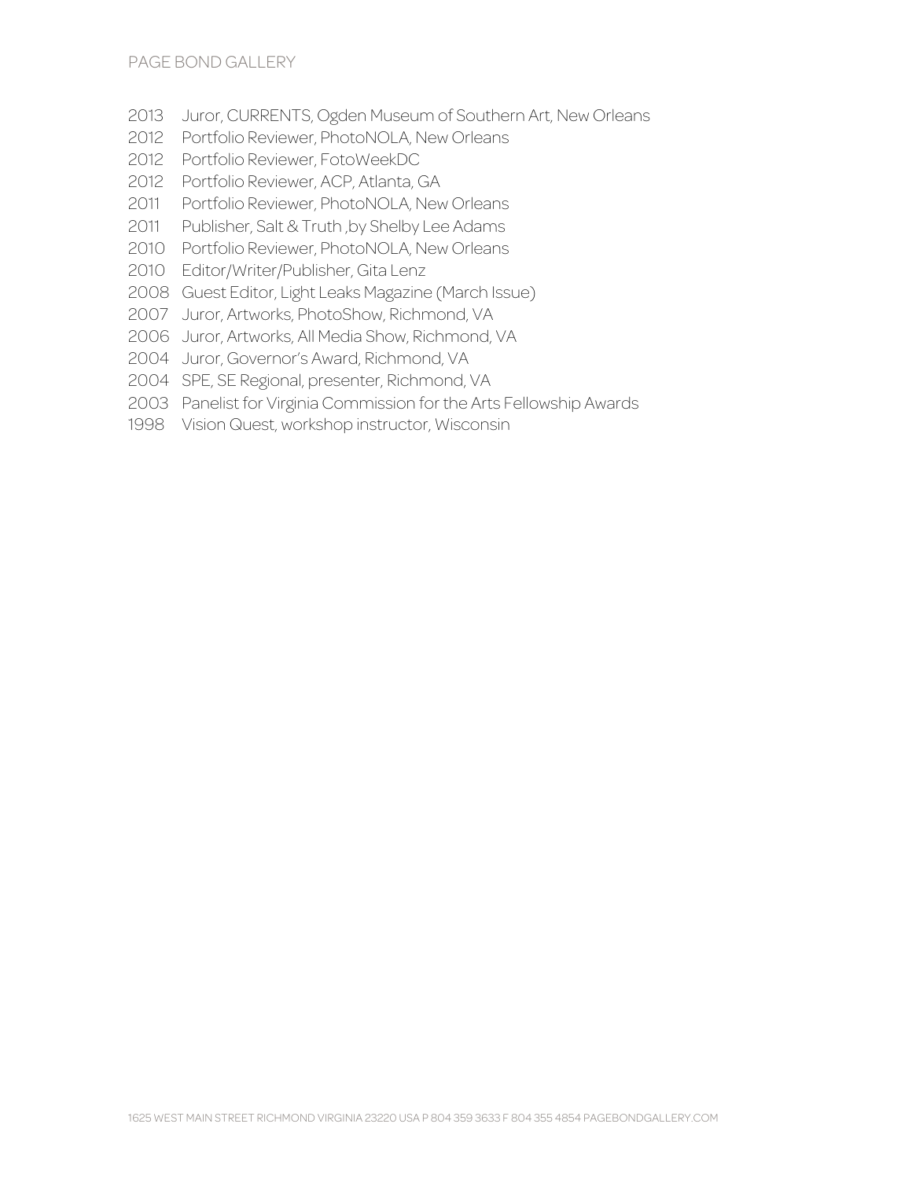2013 Juror, CURRENTS, Ogden Museum of Southern Art, New Orleans
2012 Portfolio Reviewer, PhotoNOLA, New Orleans
2012 Portfolio Reviewer, FotoWeekDC
2012 Portfolio Reviewer, ACP, Atlanta, GA
2011 Portfolio Reviewer, PhotoNOLA, New Orleans
2011 Publisher, Salt & Truth ,by Shelby Lee Adams
2010 Portfolio Reviewer, PhotoNOLA, New Orleans
2010 Editor/Writer/Publisher, Gita Lenz
2008 Guest Editor, Light Leaks Magazine (March Issue)
2007 Juror, Artworks, PhotoShow, Richmond, VA
2006 Juror, Artworks, All Media Show, Richmond, VA
2004 Juror, Governor's Award, Richmond, VA
2004 SPE, SE Regional, presenter, Richmond, VA
2003 Panelist for Virginia Commission for the Arts Fellowship Awards
1998 Vision Quest, workshop instructor, Wisconsin